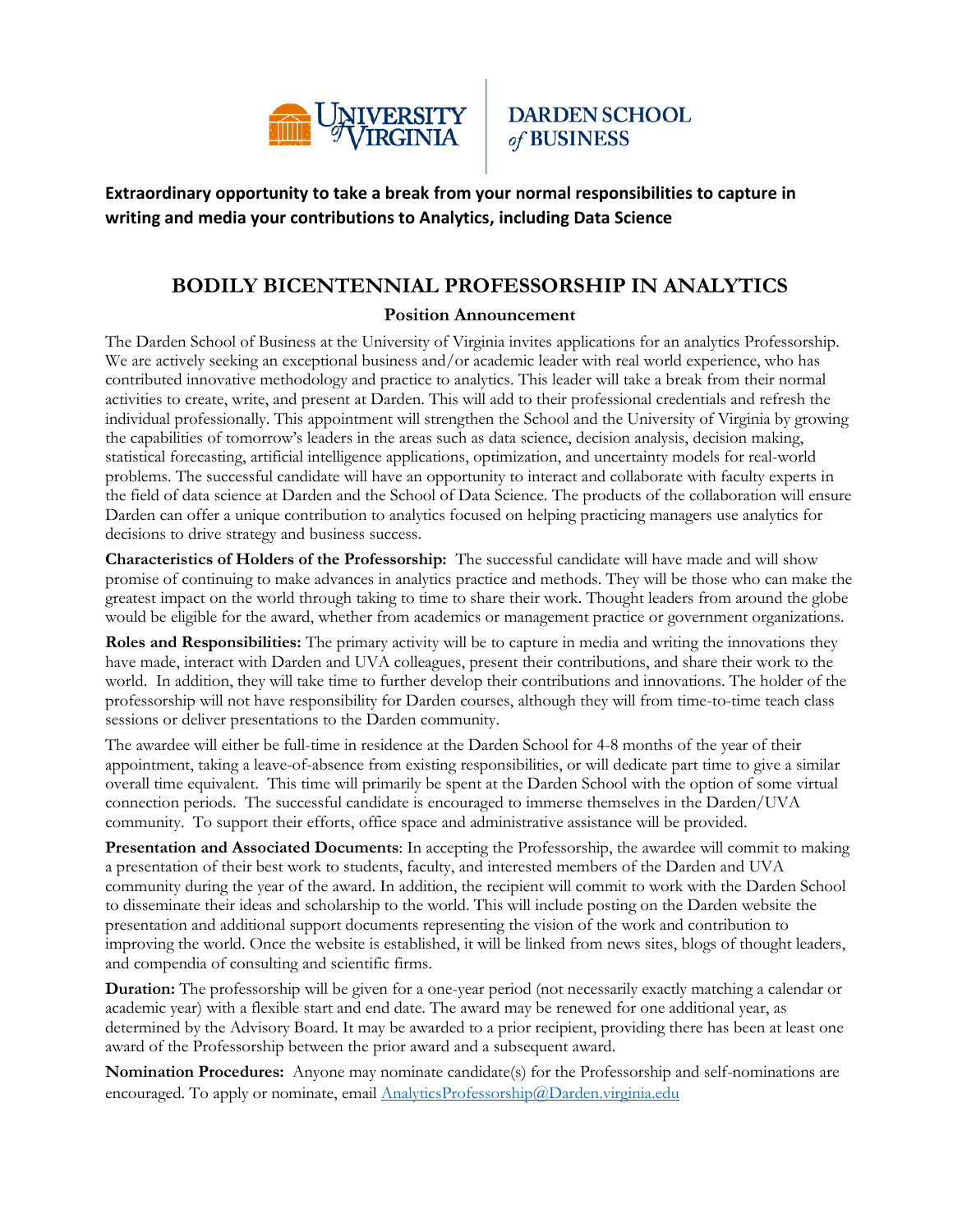**Extraordinary opportunity to take a break from your normal responsibilities to capture in writing and media your contributions to Analytics, including Data Science**

# BODILY BICENTENNIAL PROFESSORSHIP IN ANALYTICS

### Position Announcement

The Darden School of Business at the University of Virginia invites applications for an analytics Professorship. We are actively seeking an exceptional business and/or academic leader with real world experience, who has contributed innovative methodology and practice to analytics. This leader will take a break from their normal activities to create, write, and present at Darden. This will add to their professional credentials and refresh the individual professionally. This appointment will strengthen the School and the University of Virginia by growing the capabilities of tomorrow's leaders in the areas such as data science, decision analysis, decision making, statistical forecasting, artificial intelligence applications, optimization, and uncertainty models for real-world problems. The successful candidate will have an opportunity to interact and collaborate with faculty experts in the field of data science at Darden and the School of Data Science. The products of the collaboration will ensure Darden can offer a unique contribution to analytics focused on helping practicing managers use analytics for decisions to drive strategy and business success.

**Characteristics of Holders of the Professorship:** The successful candidate will have made and will show promise of continuing to make advances in analytics practice and methods. They will be those who can make the greatest impact on the world through taking to time to share their work. Thought leaders from around the globe would be eligible for the award, whether from academics or management practice or government organizations.

**Roles and Responsibilities:** The primary activity will be to capture in media and writing the innovations they have made, interact with Darden and UVA colleagues, present their contributions, and share their work to the world. In addition, they will take time to further develop their contributions and innovations. The holder of the professorship will not have responsibility for Darden courses, although they will from time-to-time teach class sessions or deliver presentations to the Darden community.

The awardee will either be full-time in residence at the Darden School for 4-8 months of the year of their appointment, taking a leave-of-absence from existing responsibilities, or will dedicate part time to give a similar overall time equivalent. This time will primarily be spent at the Darden School with the option of some virtual connection periods. The successful candidate is encouraged to immerse themselves in the Darden/UVA community. To support their efforts, office space and administrative assistance will be provided.

**Presentation and Associated Documents**: In accepting the Professorship, the awardee will commit to making a presentation of their best work to students, faculty, and interested members of the Darden and UVA community during the year of the award. In addition, the recipient will commit to work with the Darden School to disseminate their ideas and scholarship to the world. This will include posting on the Darden website the presentation and additional support documents representing the vision of the work and contribution to improving the world. Once the website is established, it will be linked from news sites, blogs of thought leaders, and compendia of consulting and scientific firms.

**Duration:** The professorship will be given for a one-year period (not necessarily exactly matching a calendar or academic year) with a flexible start and end date. The award may be renewed for one additional year, as determined by the Advisory Board. It may be awarded to a prior recipient, providing there has been at least one award of the Professorship between the prior award and a subsequent award.

**Nomination Procedures:** Anyone may nominate candidate(s) for the Professorship and self-nominations are encouraged. To apply or nominate, email AnalyticsProfessorship@Darden.virginia.edu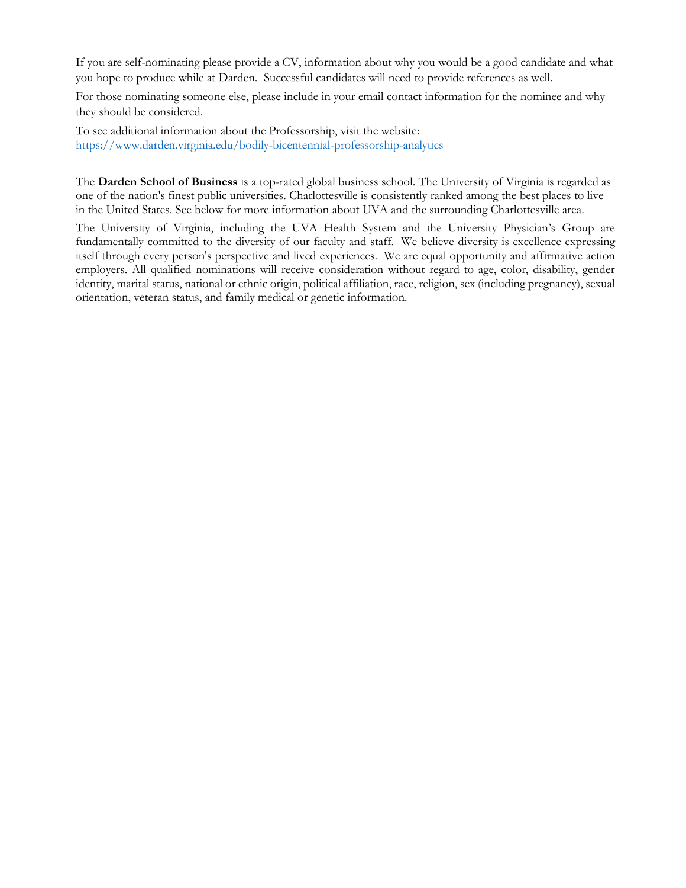If you are self-nominating please provide a CV, information about why you would be a good candidate and what you hope to produce while at Darden. Successful candidates will need to provide references as well.

For those nominating someone else, please include in your email contact information for the nominee and why they should be considered.

To see additional information about the Professorship, visit the website:
https://www.darden.virginia.edu/bodily-bicentennial-professorship-analytics

The **Darden School of Business** is a top-rated global business school. The University of Virginia is regarded as one of the nation's finest public universities. Charlottesville is consistently ranked among the best places to live in the United States. See below for more information about UVA and the surrounding Charlottesville area.

The University of Virginia, including the UVA Health System and the University Physician's Group are fundamentally committed to the diversity of our faculty and staff. We believe diversity is excellence expressing itself through every person's perspective and lived experiences. We are equal opportunity and affirmative action employers. All qualified nominations will receive consideration without regard to age, color, disability, gender identity, marital status, national or ethnic origin, political affiliation, race, religion, sex (including pregnancy), sexual orientation, veteran status, and family medical or genetic information.